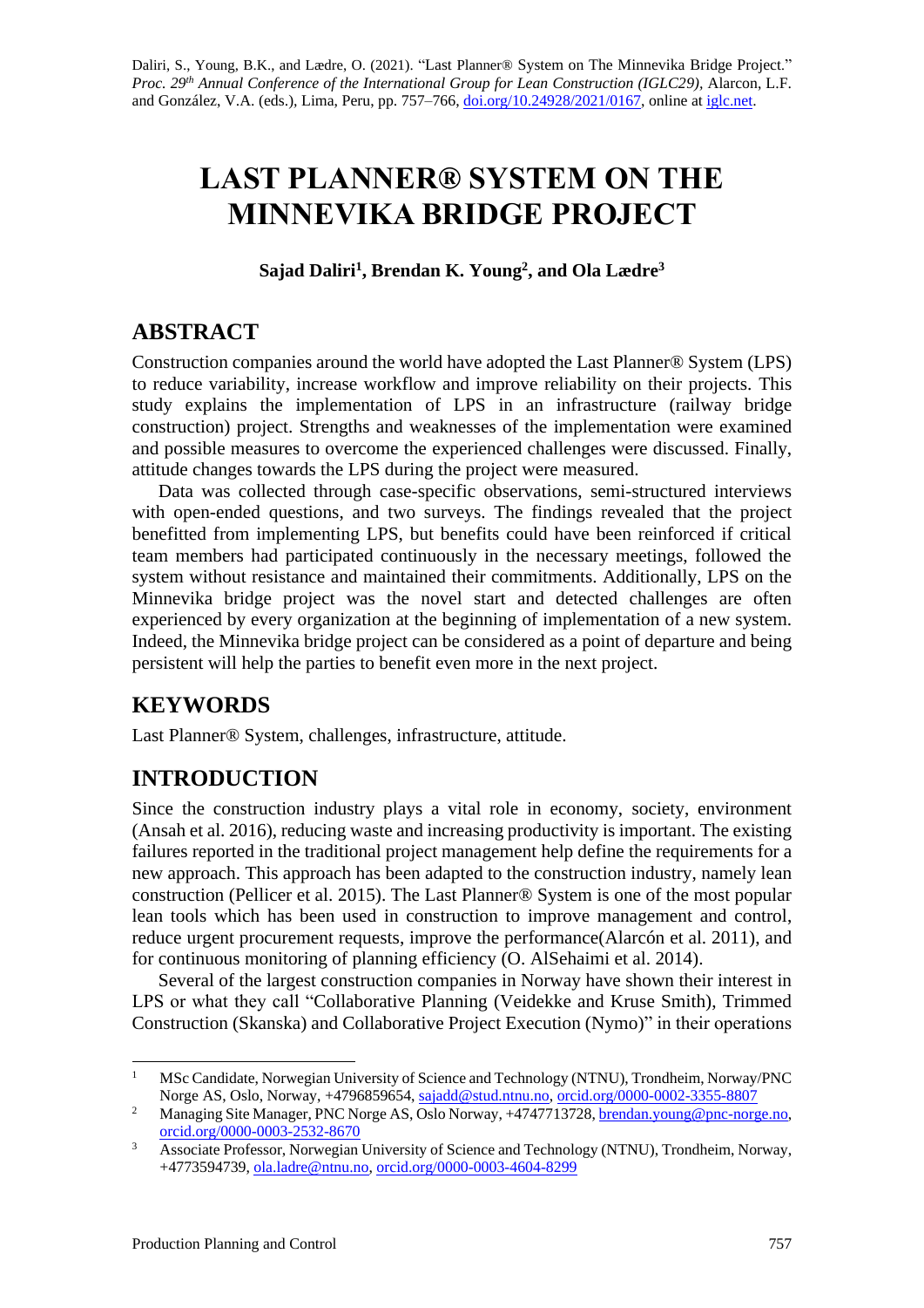Daliri, S., Young, B.K., and Lædre, O. (2021). "Last Planner® System on The Minnevika Bridge Project." *Proc. 29th Annual Conference of the International Group for Lean Construction (IGLC29),* Alarcon, L.F. and González, V.A. (eds.), Lima, Peru, pp. 757–766, doi.org/10.24928/2021/0167, online at iglc.net.

# LAST PLANNER® SYSTEM ON THE MINNEVIKA BRIDGE PROJECT

**Sajad Daliri[1], Brendan K. Young[2], and Ola Lædre[3]**

## ABSTRACT

Construction companies around the world have adopted the Last Planner® System (LPS) to reduce variability, increase workflow and improve reliability on their projects. This study explains the implementation of LPS in an infrastructure (railway bridge construction) project. Strengths and weaknesses of the implementation were examined and possible measures to overcome the experienced challenges were discussed. Finally, attitude changes towards the LPS during the project were measured.

Data was collected through case-specific observations, semi-structured interviews with open-ended questions, and two surveys. The findings revealed that the project benefitted from implementing LPS, but benefits could have been reinforced if critical team members had participated continuously in the necessary meetings, followed the system without resistance and maintained their commitments. Additionally, LPS on the Minnevika bridge project was the novel start and detected challenges are often experienced by every organization at the beginning of implementation of a new system. Indeed, the Minnevika bridge project can be considered as a point of departure and being persistent will help the parties to benefit even more in the next project.

## KEYWORDS

Last Planner® System, challenges, infrastructure, attitude.

## INTRODUCTION

Since the construction industry plays a vital role in economy, society, environment (Ansah et al. 2016), reducing waste and increasing productivity is important. The existing failures reported in the traditional project management help define the requirements for a new approach. This approach has been adapted to the construction industry, namely lean construction (Pellicer et al. 2015). The Last Planner® System is one of the most popular lean tools which has been used in construction to improve management and control, reduce urgent procurement requests, improve the performance(Alarcón et al. 2011), and for continuous monitoring of planning efficiency (O. AlSehaimi et al. 2014).

Several of the largest construction companies in Norway have shown their interest in LPS or what they call "Collaborative Planning (Veidekke and Kruse Smith), Trimmed Construction (Skanska) and Collaborative Project Execution (Nymo)" in their operations

---

[1] MSc Candidate, Norwegian University of Science and Technology (NTNU), Trondheim, Norway/PNC Norge AS, Oslo, Norway, +4796859654, sajadd@stud.ntnu.no, orcid.org/0000-0002-3355-8807

[2] Managing Site Manager, PNC Norge AS, Oslo Norway, +4747713728, brendan.young@pnc-norge.no, orcid.org/0000-0003-2532-8670

[3] Associate Professor, Norwegian University of Science and Technology (NTNU), Trondheim, Norway, +4773594739, ola.ladre@ntnu.no, orcid.org/0000-0003-4604-8299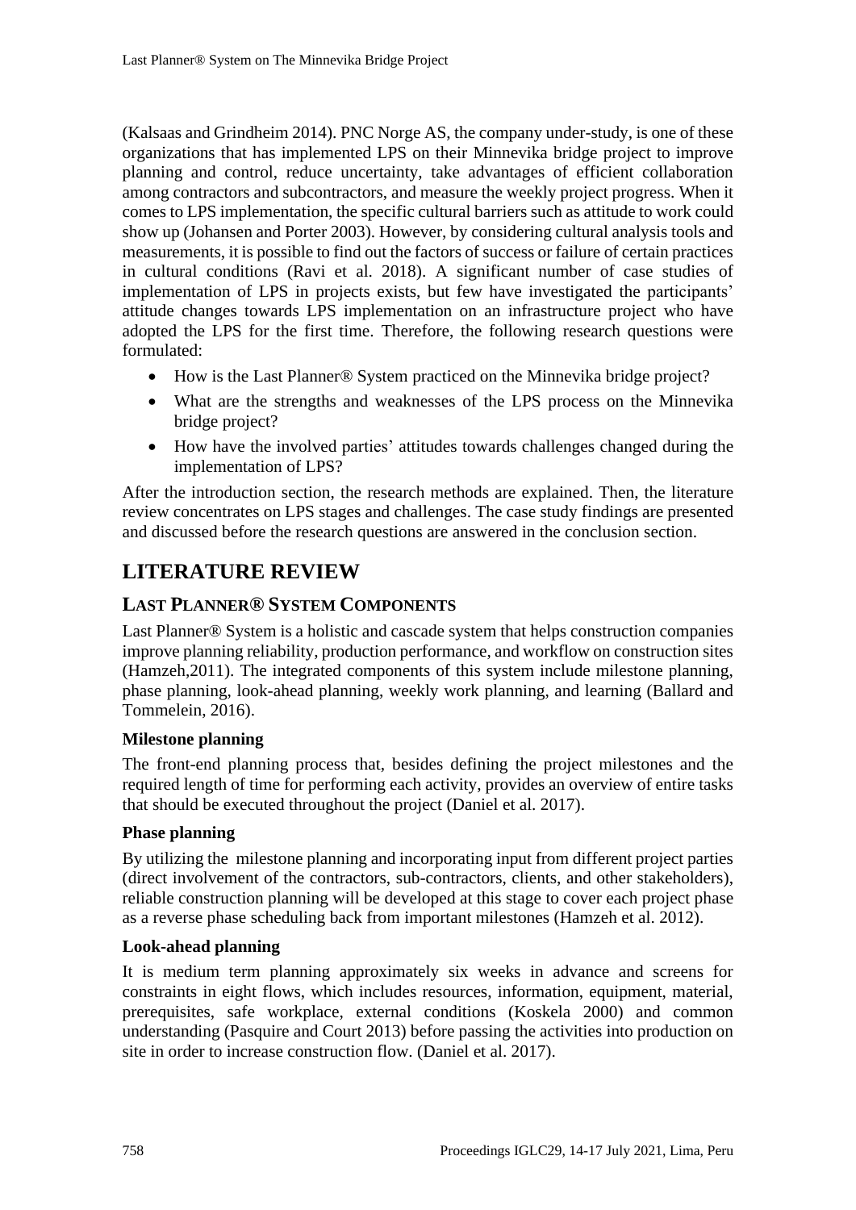(Kalsaas and Grindheim 2014). PNC Norge AS, the company under-study, is one of these organizations that has implemented LPS on their Minnevika bridge project to improve planning and control, reduce uncertainty, take advantages of efficient collaboration among contractors and subcontractors, and measure the weekly project progress. When it comes to LPS implementation, the specific cultural barriers such as attitude to work could show up (Johansen and Porter 2003). However, by considering cultural analysis tools and measurements, it is possible to find out the factors of success or failure of certain practices in cultural conditions (Ravi et al. 2018). A significant number of case studies of implementation of LPS in projects exists, but few have investigated the participants' attitude changes towards LPS implementation on an infrastructure project who have adopted the LPS for the first time. Therefore, the following research questions were formulated:

- How is the Last Planner® System practiced on the Minnevika bridge project?
- What are the strengths and weaknesses of the LPS process on the Minnevika bridge project?
- How have the involved parties' attitudes towards challenges changed during the implementation of LPS?

After the introduction section, the research methods are explained. Then, the literature review concentrates on LPS stages and challenges. The case study findings are presented and discussed before the research questions are answered in the conclusion section.

# LITERATURE REVIEW

## LAST PLANNER® SYSTEM COMPONENTS

Last Planner® System is a holistic and cascade system that helps construction companies improve planning reliability, production performance, and workflow on construction sites (Hamzeh,2011). The integrated components of this system include milestone planning, phase planning, look-ahead planning, weekly work planning, and learning (Ballard and Tommelein, 2016).

### Milestone planning

The front-end planning process that, besides defining the project milestones and the required length of time for performing each activity, provides an overview of entire tasks that should be executed throughout the project (Daniel et al. 2017).

### Phase planning

By utilizing the milestone planning and incorporating input from different project parties (direct involvement of the contractors, sub-contractors, clients, and other stakeholders), reliable construction planning will be developed at this stage to cover each project phase as a reverse phase scheduling back from important milestones (Hamzeh et al. 2012).

### Look-ahead planning

It is medium term planning approximately six weeks in advance and screens for constraints in eight flows, which includes resources, information, equipment, material, prerequisites, safe workplace, external conditions (Koskela 2000) and common understanding (Pasquire and Court 2013) before passing the activities into production on site in order to increase construction flow. (Daniel et al. 2017).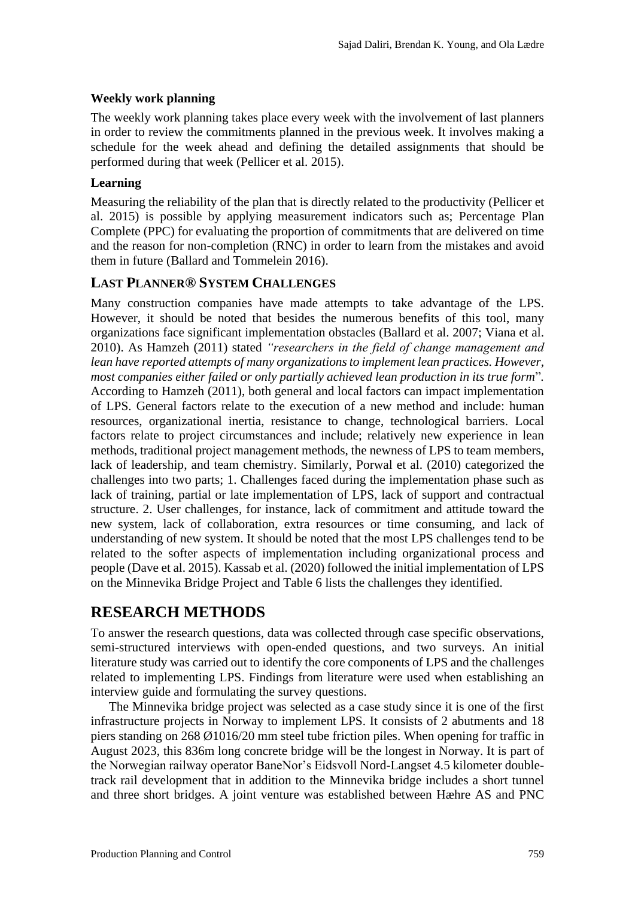### Weekly work planning

The weekly work planning takes place every week with the involvement of last planners in order to review the commitments planned in the previous week. It involves making a schedule for the week ahead and defining the detailed assignments that should be performed during that week (Pellicer et al. 2015).

### Learning

Measuring the reliability of the plan that is directly related to the productivity (Pellicer et al. 2015) is possible by applying measurement indicators such as; Percentage Plan Complete (PPC) for evaluating the proportion of commitments that are delivered on time and the reason for non-completion (RNC) in order to learn from the mistakes and avoid them in future (Ballard and Tommelein 2016).

## LAST PLANNER® SYSTEM CHALLENGES

Many construction companies have made attempts to take advantage of the LPS. However, it should be noted that besides the numerous benefits of this tool, many organizations face significant implementation obstacles (Ballard et al. 2007; Viana et al. 2010). As Hamzeh (2011) stated *"researchers in the field of change management and lean have reported attempts of many organizations to implement lean practices. However, most companies either failed or only partially achieved lean production in its true form*". According to Hamzeh (2011), both general and local factors can impact implementation of LPS. General factors relate to the execution of a new method and include: human resources, organizational inertia, resistance to change, technological barriers. Local factors relate to project circumstances and include; relatively new experience in lean methods, traditional project management methods, the newness of LPS to team members, lack of leadership, and team chemistry. Similarly, Porwal et al. (2010) categorized the challenges into two parts; 1. Challenges faced during the implementation phase such as lack of training, partial or late implementation of LPS, lack of support and contractual structure. 2. User challenges, for instance, lack of commitment and attitude toward the new system, lack of collaboration, extra resources or time consuming, and lack of understanding of new system. It should be noted that the most LPS challenges tend to be related to the softer aspects of implementation including organizational process and people (Dave et al. 2015). Kassab et al. (2020) followed the initial implementation of LPS on the Minnevika Bridge Project and Table 6 lists the challenges they identified.

# RESEARCH METHODS

To answer the research questions, data was collected through case specific observations, semi-structured interviews with open-ended questions, and two surveys. An initial literature study was carried out to identify the core components of LPS and the challenges related to implementing LPS. Findings from literature were used when establishing an interview guide and formulating the survey questions.

The Minnevika bridge project was selected as a case study since it is one of the first infrastructure projects in Norway to implement LPS. It consists of 2 abutments and 18 piers standing on 268 Ø1016/20 mm steel tube friction piles. When opening for traffic in August 2023, this 836m long concrete bridge will be the longest in Norway. It is part of the Norwegian railway operator BaneNor's Eidsvoll Nord-Langset 4.5 kilometer double-track rail development that in addition to the Minnevika bridge includes a short tunnel and three short bridges. A joint venture was established between Hæhre AS and PNC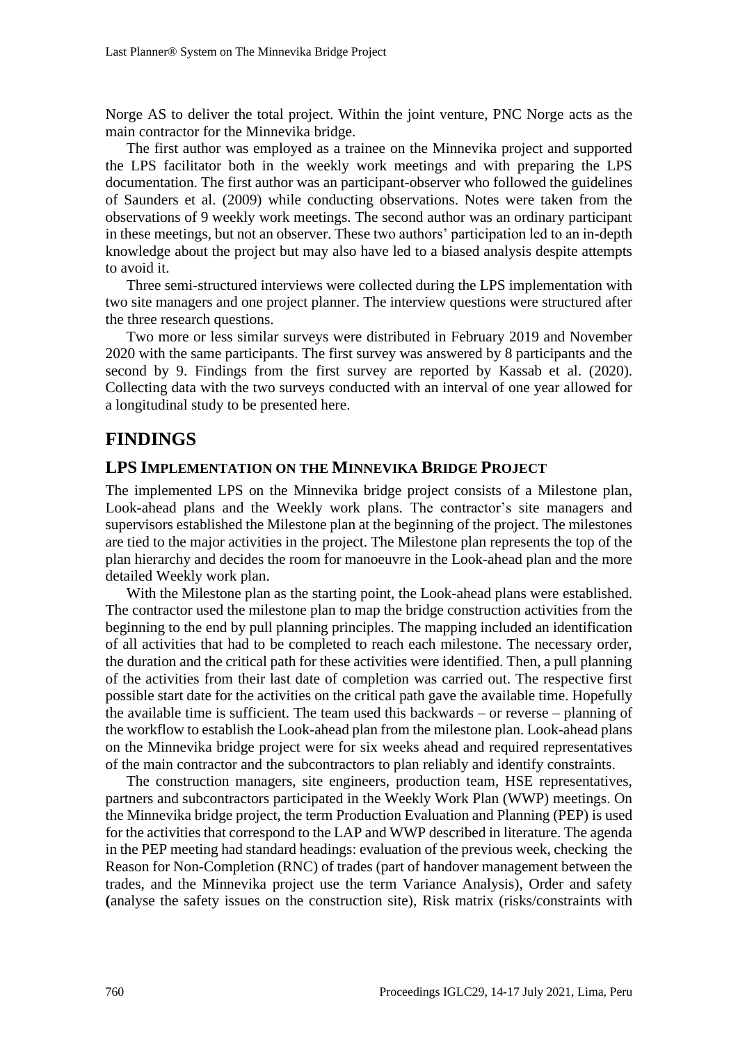Norge AS to deliver the total project. Within the joint venture, PNC Norge acts as the main contractor for the Minnevika bridge.

The first author was employed as a trainee on the Minnevika project and supported the LPS facilitator both in the weekly work meetings and with preparing the LPS documentation. The first author was an participant-observer who followed the guidelines of Saunders et al. (2009) while conducting observations. Notes were taken from the observations of 9 weekly work meetings. The second author was an ordinary participant in these meetings, but not an observer. These two authors' participation led to an in-depth knowledge about the project but may also have led to a biased analysis despite attempts to avoid it.

Three semi-structured interviews were collected during the LPS implementation with two site managers and one project planner. The interview questions were structured after the three research questions.

Two more or less similar surveys were distributed in February 2019 and November 2020 with the same participants. The first survey was answered by 8 participants and the second by 9. Findings from the first survey are reported by Kassab et al. (2020). Collecting data with the two surveys conducted with an interval of one year allowed for a longitudinal study to be presented here.

## FINDINGS

### LPS IMPLEMENTATION ON THE MINNEVIKA BRIDGE PROJECT

The implemented LPS on the Minnevika bridge project consists of a Milestone plan, Look-ahead plans and the Weekly work plans. The contractor's site managers and supervisors established the Milestone plan at the beginning of the project. The milestones are tied to the major activities in the project. The Milestone plan represents the top of the plan hierarchy and decides the room for manoeuvre in the Look-ahead plan and the more detailed Weekly work plan.

With the Milestone plan as the starting point, the Look-ahead plans were established. The contractor used the milestone plan to map the bridge construction activities from the beginning to the end by pull planning principles. The mapping included an identification of all activities that had to be completed to reach each milestone. The necessary order, the duration and the critical path for these activities were identified. Then, a pull planning of the activities from their last date of completion was carried out. The respective first possible start date for the activities on the critical path gave the available time. Hopefully the available time is sufficient. The team used this backwards – or reverse – planning of the workflow to establish the Look-ahead plan from the milestone plan. Look-ahead plans on the Minnevika bridge project were for six weeks ahead and required representatives of the main contractor and the subcontractors to plan reliably and identify constraints.

The construction managers, site engineers, production team, HSE representatives, partners and subcontractors participated in the Weekly Work Plan (WWP) meetings. On the Minnevika bridge project, the term Production Evaluation and Planning (PEP) is used for the activities that correspond to the LAP and WWP described in literature. The agenda in the PEP meeting had standard headings: evaluation of the previous week, checking the Reason for Non-Completion (RNC) of trades (part of handover management between the trades, and the Minnevika project use the term Variance Analysis), Order and safety **(**analyse the safety issues on the construction site), Risk matrix (risks/constraints with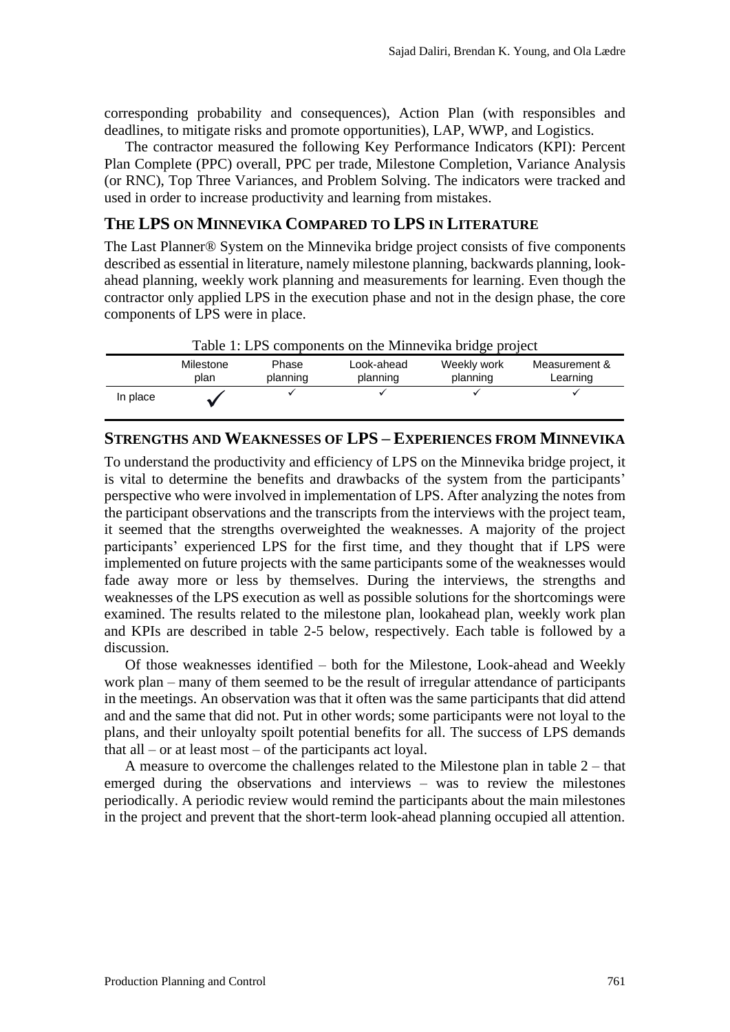corresponding probability and consequences), Action Plan (with responsibles and deadlines, to mitigate risks and promote opportunities), LAP, WWP, and Logistics.

The contractor measured the following Key Performance Indicators (KPI): Percent Plan Complete (PPC) overall, PPC per trade, Milestone Completion, Variance Analysis (or RNC), Top Three Variances, and Problem Solving. The indicators were tracked and used in order to increase productivity and learning from mistakes.

## THE LPS ON MINNEVIKA COMPARED TO LPS IN LITERATURE

The Last Planner® System on the Minnevika bridge project consists of five components described as essential in literature, namely milestone planning, backwards planning, look-ahead planning, weekly work planning and measurements for learning. Even though the contractor only applied LPS in the execution phase and not in the design phase, the core components of LPS were in place.

Table 1: LPS components on the Minnevika bridge project

| | Milestone plan | Phase planning | Look-ahead planning | Weekly work planning | Measurement & Learning |
|---|---|---|---|---|---|
| In place | ✓ | ✓ | ✓ | ✓ | ✓ |

## STRENGTHS AND WEAKNESSES OF LPS – EXPERIENCES FROM MINNEVIKA

To understand the productivity and efficiency of LPS on the Minnevika bridge project, it is vital to determine the benefits and drawbacks of the system from the participants' perspective who were involved in implementation of LPS. After analyzing the notes from the participant observations and the transcripts from the interviews with the project team, it seemed that the strengths overweighted the weaknesses. A majority of the project participants' experienced LPS for the first time, and they thought that if LPS were implemented on future projects with the same participants some of the weaknesses would fade away more or less by themselves. During the interviews, the strengths and weaknesses of the LPS execution as well as possible solutions for the shortcomings were examined. The results related to the milestone plan, lookahead plan, weekly work plan and KPIs are described in table 2-5 below, respectively. Each table is followed by a discussion.

Of those weaknesses identified – both for the Milestone, Look-ahead and Weekly work plan – many of them seemed to be the result of irregular attendance of participants in the meetings. An observation was that it often was the same participants that did attend and and the same that did not. Put in other words; some participants were not loyal to the plans, and their unloyalty spoilt potential benefits for all. The success of LPS demands that all – or at least most – of the participants act loyal.

A measure to overcome the challenges related to the Milestone plan in table 2 – that emerged during the observations and interviews – was to review the milestones periodically. A periodic review would remind the participants about the main milestones in the project and prevent that the short-term look-ahead planning occupied all attention.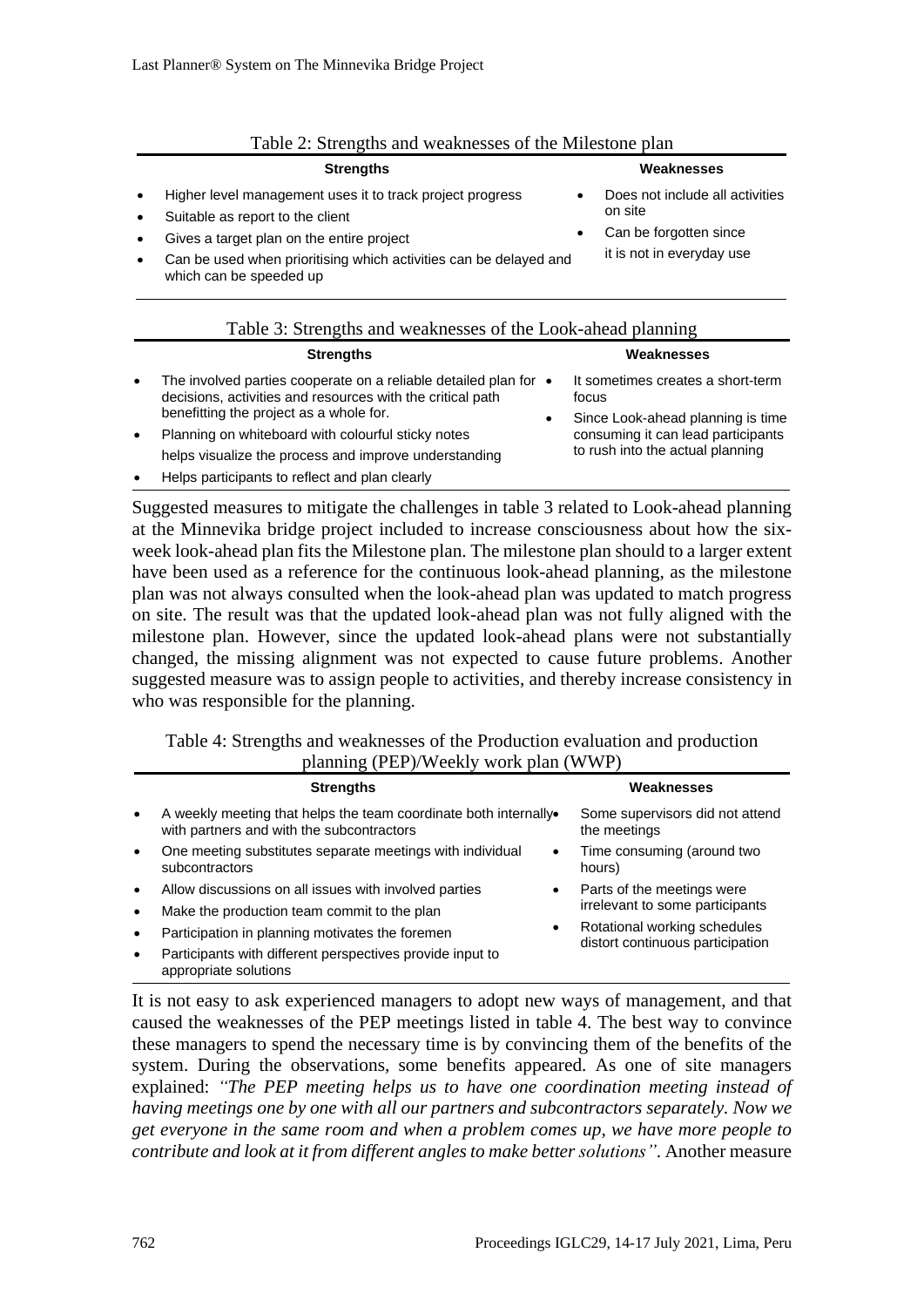Table 2: Strengths and weaknesses of the Milestone plan

| Strengths | Weaknesses |
|---|---|
| • Higher level management uses it to track project progress<br>• Suitable as report to the client<br>• Gives a target plan on the entire project<br>• Can be used when prioritising which activities can be delayed and which can be speeded up | • Does not include all activities on site<br>• Can be forgotten since it is not in everyday use |

Table 3: Strengths and weaknesses of the Look-ahead planning

| Strengths | Weaknesses |
|---|---|
| • The involved parties cooperate on a reliable detailed plan for decisions, activities and resources with the critical path benefitting the project as a whole for.<br>• Planning on whiteboard with colourful sticky notes helps visualize the process and improve understanding<br>• Helps participants to reflect and plan clearly | • It sometimes creates a short-term focus<br>• Since Look-ahead planning is time consuming it can lead participants to rush into the actual planning |

Suggested measures to mitigate the challenges in table 3 related to Look-ahead planning at the Minnevika bridge project included to increase consciousness about how the six-week look-ahead plan fits the Milestone plan. The milestone plan should to a larger extent have been used as a reference for the continuous look-ahead planning, as the milestone plan was not always consulted when the look-ahead plan was updated to match progress on site. The result was that the updated look-ahead plan was not fully aligned with the milestone plan. However, since the updated look-ahead plans were not substantially changed, the missing alignment was not expected to cause future problems. Another suggested measure was to assign people to activities, and thereby increase consistency in who was responsible for the planning.

Table 4: Strengths and weaknesses of the Production evaluation and production planning (PEP)/Weekly work plan (WWP)

| Strengths | Weaknesses |
|---|---|
| • A weekly meeting that helps the team coordinate both internally with partners and with the subcontractors<br>• One meeting substitutes separate meetings with individual subcontractors<br>• Allow discussions on all issues with involved parties<br>• Make the production team commit to the plan<br>• Participation in planning motivates the foremen<br>• Participants with different perspectives provide input to appropriate solutions | • Some supervisors did not attend the meetings<br>• Time consuming (around two hours)<br>• Parts of the meetings were irrelevant to some participants<br>• Rotational working schedules distort continuous participation |

It is not easy to ask experienced managers to adopt new ways of management, and that caused the weaknesses of the PEP meetings listed in table 4. The best way to convince these managers to spend the necessary time is by convincing them of the benefits of the system. During the observations, some benefits appeared. As one of site managers explained: *"The PEP meeting helps us to have one coordination meeting instead of having meetings one by one with all our partners and subcontractors separately. Now we get everyone in the same room and when a problem comes up, we have more people to contribute and look at it from different angles to make better solutions"*. Another measure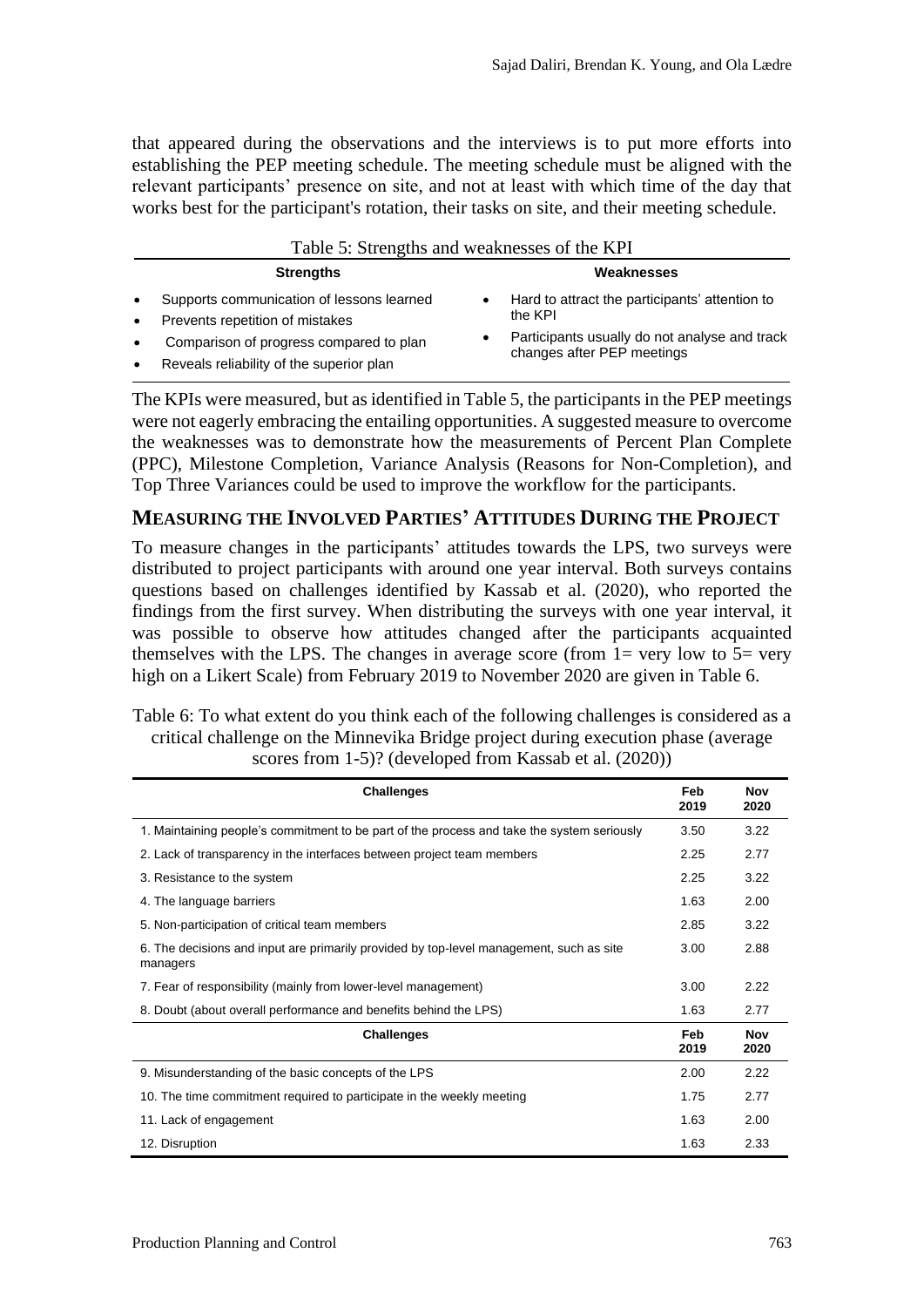that appeared during the observations and the interviews is to put more efforts into establishing the PEP meeting schedule. The meeting schedule must be aligned with the relevant participants' presence on site, and not at least with which time of the day that works best for the participant's rotation, their tasks on site, and their meeting schedule.

Table 5: Strengths and weaknesses of the KPI

| Strengths | Weaknesses |
|---|---|
| • Supports communication of lessons learned<br>• Prevents repetition of mistakes<br>• Comparison of progress compared to plan<br>• Reveals reliability of the superior plan | • Hard to attract the participants' attention to the KPI<br>• Participants usually do not analyse and track changes after PEP meetings |

The KPIs were measured, but as identified in Table 5, the participants in the PEP meetings were not eagerly embracing the entailing opportunities. A suggested measure to overcome the weaknesses was to demonstrate how the measurements of Percent Plan Complete (PPC), Milestone Completion, Variance Analysis (Reasons for Non-Completion), and Top Three Variances could be used to improve the workflow for the participants.

## MEASURING THE INVOLVED PARTIES' ATTITUDES DURING THE PROJECT

To measure changes in the participants' attitudes towards the LPS, two surveys were distributed to project participants with around one year interval. Both surveys contains questions based on challenges identified by Kassab et al. (2020), who reported the findings from the first survey. When distributing the surveys with one year interval, it was possible to observe how attitudes changed after the participants acquainted themselves with the LPS. The changes in average score (from 1= very low to 5= very high on a Likert Scale) from February 2019 to November 2020 are given in Table 6.

Table 6: To what extent do you think each of the following challenges is considered as a critical challenge on the Minnevika Bridge project during execution phase (average scores from 1-5)? (developed from Kassab et al. (2020))

| Challenges | Feb 2019 | Nov 2020 |
|---|---|---|
| 1. Maintaining people's commitment to be part of the process and take the system seriously | 3.50 | 3.22 |
| 2. Lack of transparency in the interfaces between project team members | 2.25 | 2.77 |
| 3. Resistance to the system | 2.25 | 3.22 |
| 4. The language barriers | 1.63 | 2.00 |
| 5. Non-participation of critical team members | 2.85 | 3.22 |
| 6. The decisions and input are primarily provided by top-level management, such as site managers | 3.00 | 2.88 |
| 7. Fear of responsibility (mainly from lower-level management) | 3.00 | 2.22 |
| 8. Doubt (about overall performance and benefits behind the LPS) | 1.63 | 2.77 |
| 9. Misunderstanding of the basic concepts of the LPS | 2.00 | 2.22 |
| 10. The time commitment required to participate in the weekly meeting | 1.75 | 2.77 |
| 11. Lack of engagement | 1.63 | 2.00 |
| 12. Disruption | 1.63 | 2.33 |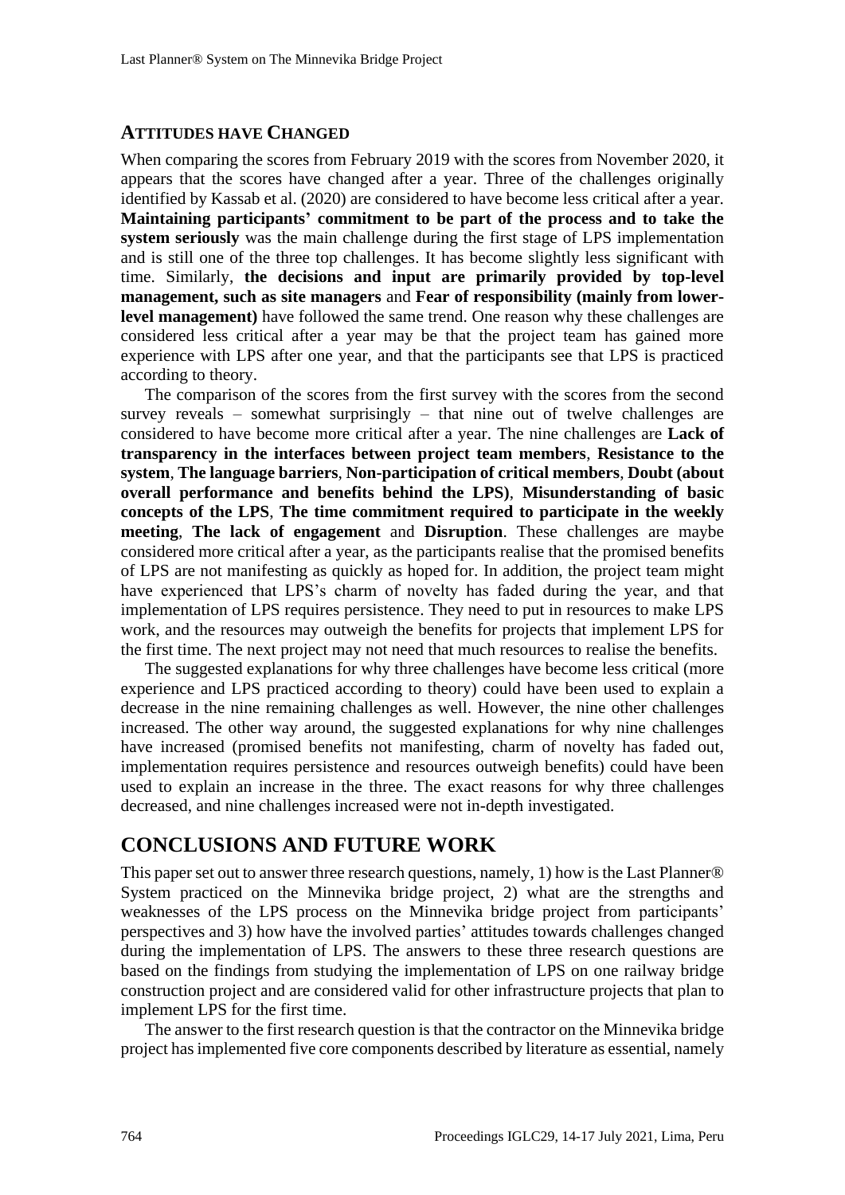### ATTITUDES HAVE CHANGED

When comparing the scores from February 2019 with the scores from November 2020, it appears that the scores have changed after a year. Three of the challenges originally identified by Kassab et al. (2020) are considered to have become less critical after a year. **Maintaining participants' commitment to be part of the process and to take the system seriously** was the main challenge during the first stage of LPS implementation and is still one of the three top challenges. It has become slightly less significant with time. Similarly, **the decisions and input are primarily provided by top-level management, such as site managers** and **Fear of responsibility (mainly from lower-level management)** have followed the same trend. One reason why these challenges are considered less critical after a year may be that the project team has gained more experience with LPS after one year, and that the participants see that LPS is practiced according to theory.

The comparison of the scores from the first survey with the scores from the second survey reveals – somewhat surprisingly – that nine out of twelve challenges are considered to have become more critical after a year. The nine challenges are **Lack of transparency in the interfaces between project team members**, **Resistance to the system**, **The language barriers**, **Non-participation of critical members**, **Doubt (about overall performance and benefits behind the LPS)**, **Misunderstanding of basic concepts of the LPS**, **The time commitment required to participate in the weekly meeting**, **The lack of engagement** and **Disruption**. These challenges are maybe considered more critical after a year, as the participants realise that the promised benefits of LPS are not manifesting as quickly as hoped for. In addition, the project team might have experienced that LPS's charm of novelty has faded during the year, and that implementation of LPS requires persistence. They need to put in resources to make LPS work, and the resources may outweigh the benefits for projects that implement LPS for the first time. The next project may not need that much resources to realise the benefits.

The suggested explanations for why three challenges have become less critical (more experience and LPS practiced according to theory) could have been used to explain a decrease in the nine remaining challenges as well. However, the nine other challenges increased. The other way around, the suggested explanations for why nine challenges have increased (promised benefits not manifesting, charm of novelty has faded out, implementation requires persistence and resources outweigh benefits) could have been used to explain an increase in the three. The exact reasons for why three challenges decreased, and nine challenges increased were not in-depth investigated.

## CONCLUSIONS AND FUTURE WORK

This paper set out to answer three research questions, namely, 1) how is the Last Planner® System practiced on the Minnevika bridge project, 2) what are the strengths and weaknesses of the LPS process on the Minnevika bridge project from participants' perspectives and 3) how have the involved parties' attitudes towards challenges changed during the implementation of LPS. The answers to these three research questions are based on the findings from studying the implementation of LPS on one railway bridge construction project and are considered valid for other infrastructure projects that plan to implement LPS for the first time.

The answer to the first research question is that the contractor on the Minnevika bridge project has implemented five core components described by literature as essential, namely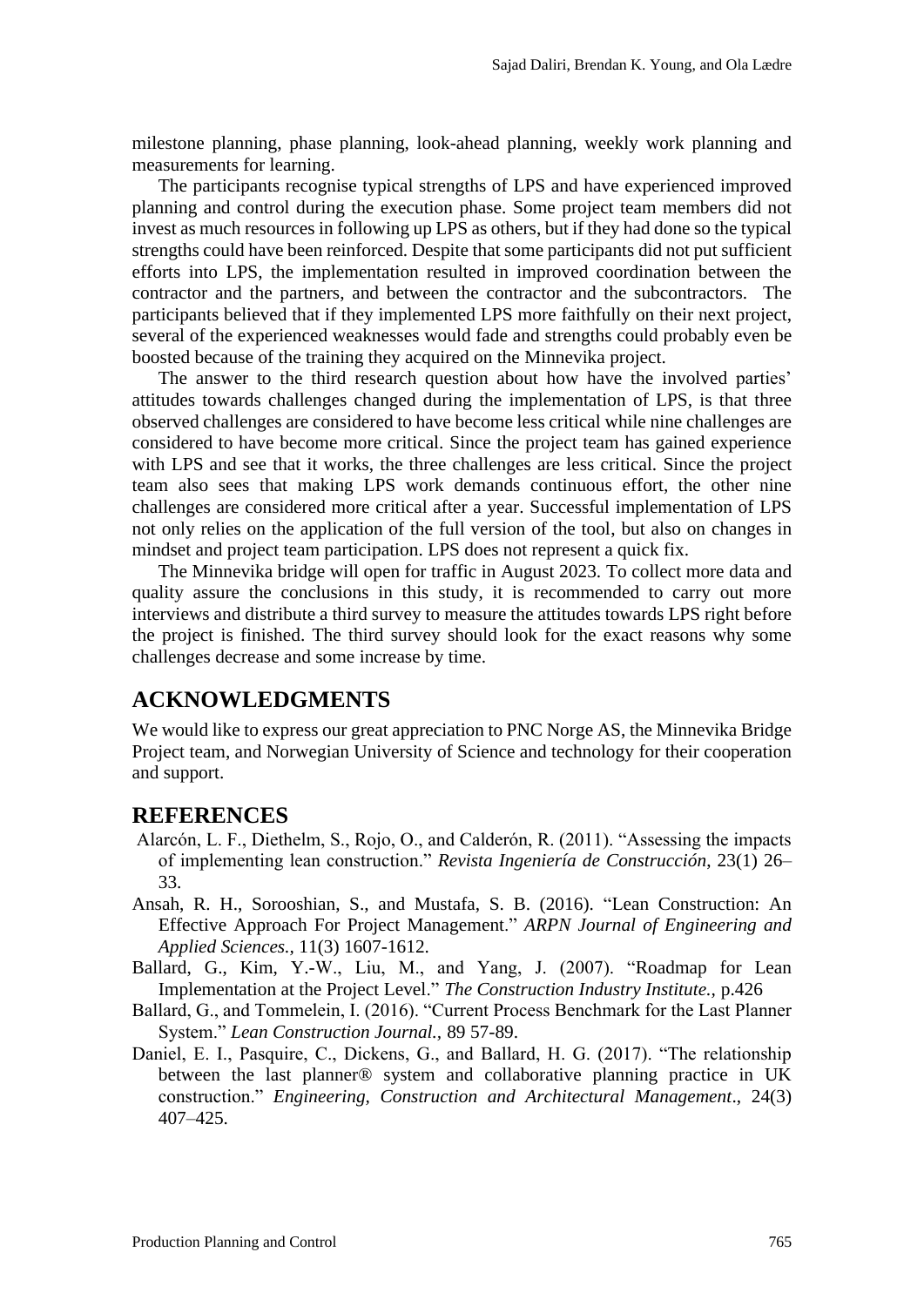milestone planning, phase planning, look-ahead planning, weekly work planning and measurements for learning.

The participants recognise typical strengths of LPS and have experienced improved planning and control during the execution phase. Some project team members did not invest as much resources in following up LPS as others, but if they had done so the typical strengths could have been reinforced. Despite that some participants did not put sufficient efforts into LPS, the implementation resulted in improved coordination between the contractor and the partners, and between the contractor and the subcontractors. The participants believed that if they implemented LPS more faithfully on their next project, several of the experienced weaknesses would fade and strengths could probably even be boosted because of the training they acquired on the Minnevika project.

The answer to the third research question about how have the involved parties' attitudes towards challenges changed during the implementation of LPS, is that three observed challenges are considered to have become less critical while nine challenges are considered to have become more critical. Since the project team has gained experience with LPS and see that it works, the three challenges are less critical. Since the project team also sees that making LPS work demands continuous effort, the other nine challenges are considered more critical after a year. Successful implementation of LPS not only relies on the application of the full version of the tool, but also on changes in mindset and project team participation. LPS does not represent a quick fix.

The Minnevika bridge will open for traffic in August 2023. To collect more data and quality assure the conclusions in this study, it is recommended to carry out more interviews and distribute a third survey to measure the attitudes towards LPS right before the project is finished. The third survey should look for the exact reasons why some challenges decrease and some increase by time.

## ACKNOWLEDGMENTS

We would like to express our great appreciation to PNC Norge AS, the Minnevika Bridge Project team, and Norwegian University of Science and technology for their cooperation and support.

## REFERENCES

Alarcón, L. F., Diethelm, S., Rojo, O., and Calderón, R. (2011). "Assessing the impacts of implementing lean construction." *Revista Ingeniería de Construcción,* 23(1) 26–33.

Ansah, R. H., Sorooshian, S., and Mustafa, S. B. (2016). "Lean Construction: An Effective Approach For Project Management." *ARPN Journal of Engineering and Applied Sciences.,* 11(3) 1607-1612.

Ballard, G., Kim, Y.-W., Liu, M., and Yang, J. (2007). "Roadmap for Lean Implementation at the Project Level." *The Construction Industry Institute.,* p.426

Ballard, G., and Tommelein, I. (2016). "Current Process Benchmark for the Last Planner System." *Lean Construction Journal.,* 89 57-89.

Daniel, E. I., Pasquire, C., Dickens, G., and Ballard, H. G. (2017). "The relationship between the last planner® system and collaborative planning practice in UK construction." *Engineering, Construction and Architectural Management*., 24(3) 407–425.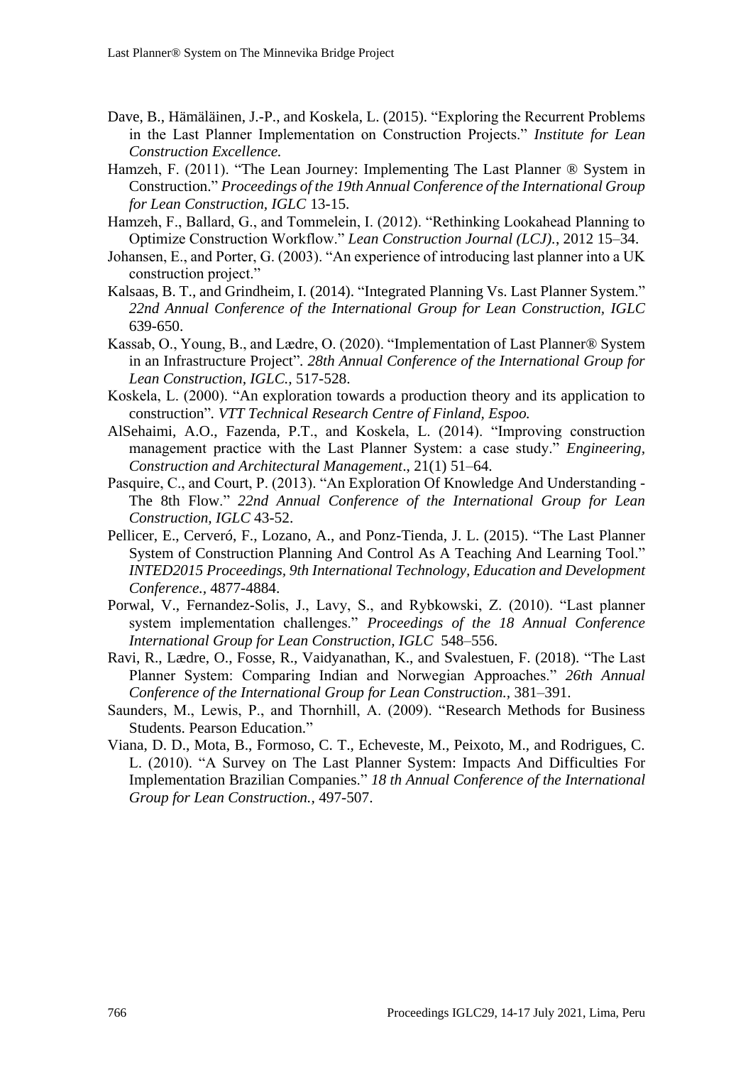Dave, B., Hämäläinen, J.-P., and Koskela, L. (2015). "Exploring the Recurrent Problems in the Last Planner Implementation on Construction Projects." *Institute for Lean Construction Excellence.*

Hamzeh, F. (2011). "The Lean Journey: Implementing The Last Planner ® System in Construction." *Proceedings of the 19th Annual Conference of the International Group for Lean Construction, IGLC* 13-15.

Hamzeh, F., Ballard, G., and Tommelein, I. (2012). "Rethinking Lookahead Planning to Optimize Construction Workflow." *Lean Construction Journal (LCJ).*, 2012 15–34.

Johansen, E., and Porter, G. (2003). "An experience of introducing last planner into a UK construction project."

Kalsaas, B. T., and Grindheim, I. (2014). "Integrated Planning Vs. Last Planner System." *22nd Annual Conference of the International Group for Lean Construction, IGLC* 639-650.

Kassab, O., Young, B., and Lædre, O. (2020). "Implementation of Last Planner® System in an Infrastructure Project". *28th Annual Conference of the International Group for Lean Construction, IGLC.*, 517-528.

Koskela, L. (2000). "An exploration towards a production theory and its application to construction". *VTT Technical Research Centre of Finland, Espoo.*

AlSehaimi, A.O., Fazenda, P.T., and Koskela, L. (2014). "Improving construction management practice with the Last Planner System: a case study." *Engineering, Construction and Architectural Management*., 21(1) 51–64.

Pasquire, C., and Court, P. (2013). "An Exploration Of Knowledge And Understanding - The 8th Flow." *22nd Annual Conference of the International Group for Lean Construction, IGLC* 43-52.

Pellicer, E., Cerveró, F., Lozano, A., and Ponz-Tienda, J. L. (2015). "The Last Planner System of Construction Planning And Control As A Teaching And Learning Tool." *INTED2015 Proceedings, 9th International Technology, Education and Development Conference.*, 4877-4884.

Porwal, V., Fernandez-Solis, J., Lavy, S., and Rybkowski, Z. (2010). "Last planner system implementation challenges." *Proceedings of the 18 Annual Conference International Group for Lean Construction, IGLC* 548–556.

Ravi, R., Lædre, O., Fosse, R., Vaidyanathan, K., and Svalestuen, F. (2018). "The Last Planner System: Comparing Indian and Norwegian Approaches." *26th Annual Conference of the International Group for Lean Construction.*, 381–391.

Saunders, M., Lewis, P., and Thornhill, A. (2009). "Research Methods for Business Students. Pearson Education."

Viana, D. D., Mota, B., Formoso, C. T., Echeveste, M., Peixoto, M., and Rodrigues, C. L. (2010). "A Survey on The Last Planner System: Impacts And Difficulties For Implementation Brazilian Companies." *18 th Annual Conference of the International Group for Lean Construction.*, 497-507.